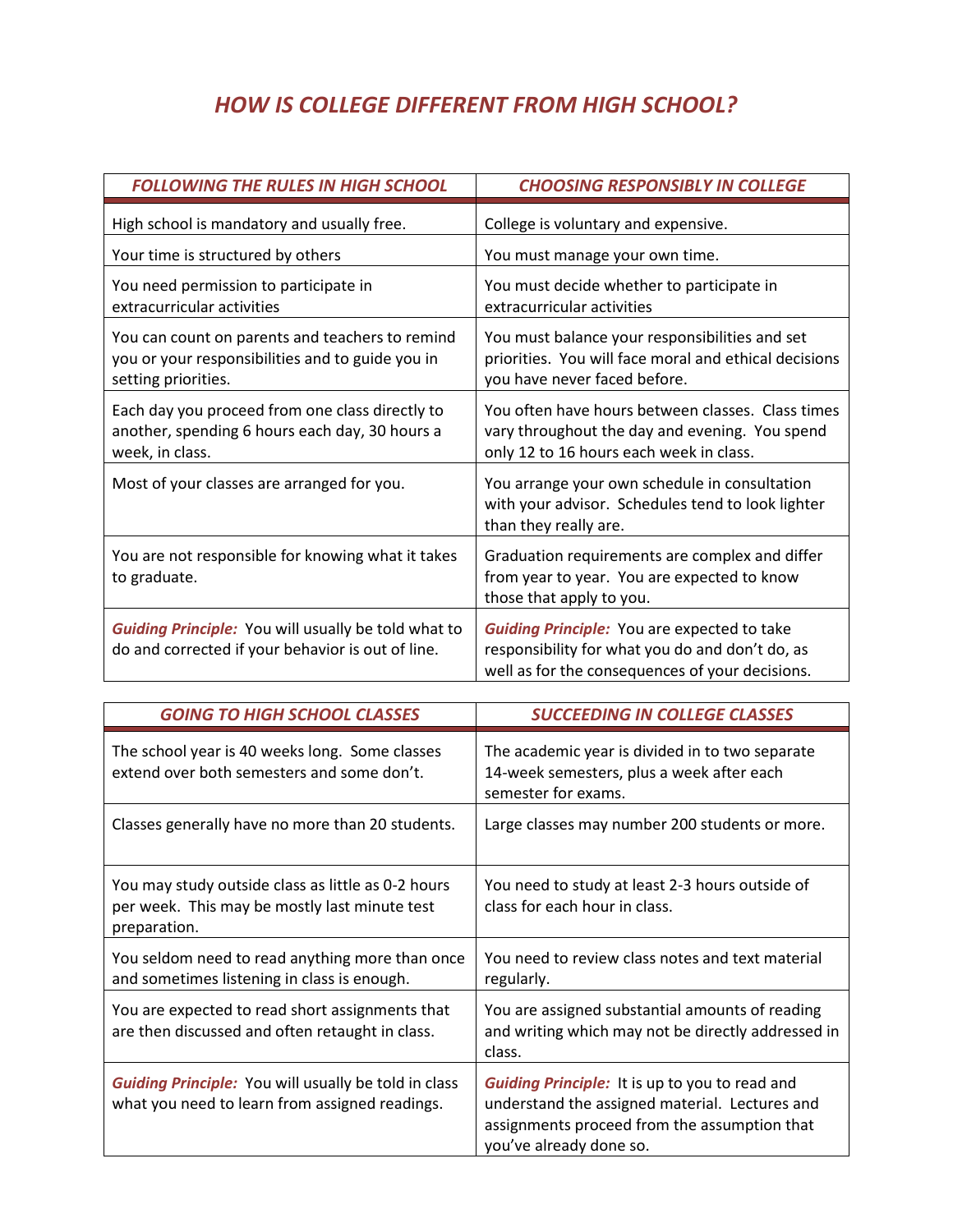# *HOW IS COLLEGE DIFFERENT FROM HIGH SCHOOL?*

| *FOLLOWING THE RULES IN HIGH SCHOOL* | *CHOOSING RESPONSIBLY IN COLLEGE* |
|---|---|
| High school is mandatory and usually free. | College is voluntary and expensive. |
| Your time is structured by others | You must manage your own time. |
| You need permission to participate in extracurricular activities | You must decide whether to participate in extracurricular activities |
| You can count on parents and teachers to remind you or your responsibilities and to guide you in setting priorities. | You must balance your responsibilities and set priorities. You will face moral and ethical decisions you have never faced before. |
| Each day you proceed from one class directly to another, spending 6 hours each day, 30 hours a week, in class. | You often have hours between classes. Class times vary throughout the day and evening. You spend only 12 to 16 hours each week in class. |
| Most of your classes are arranged for you. | You arrange your own schedule in consultation with your advisor. Schedules tend to look lighter than they really are. |
| You are not responsible for knowing what it takes to graduate. | Graduation requirements are complex and differ from year to year. You are expected to know those that apply to you. |
| ***Guiding Principle:*** You will usually be told what to do and corrected if your behavior is out of line. | ***Guiding Principle:*** You are expected to take responsibility for what you do and don't do, as well as for the consequences of your decisions. |

| *GOING TO HIGH SCHOOL CLASSES* | *SUCCEEDING IN COLLEGE CLASSES* |
|---|---|
| The school year is 40 weeks long. Some classes extend over both semesters and some don't. | The academic year is divided in to two separate 14-week semesters, plus a week after each semester for exams. |
| Classes generally have no more than 20 students. | Large classes may number 200 students or more. |
| You may study outside class as little as 0-2 hours per week. This may be mostly last minute test preparation. | You need to study at least 2-3 hours outside of class for each hour in class. |
| You seldom need to read anything more than once and sometimes listening in class is enough. | You need to review class notes and text material regularly. |
| You are expected to read short assignments that are then discussed and often retaught in class. | You are assigned substantial amounts of reading and writing which may not be directly addressed in class. |
| ***Guiding Principle:*** You will usually be told in class what you need to learn from assigned readings. | ***Guiding Principle:*** It is up to you to read and understand the assigned material. Lectures and assignments proceed from the assumption that you've already done so. |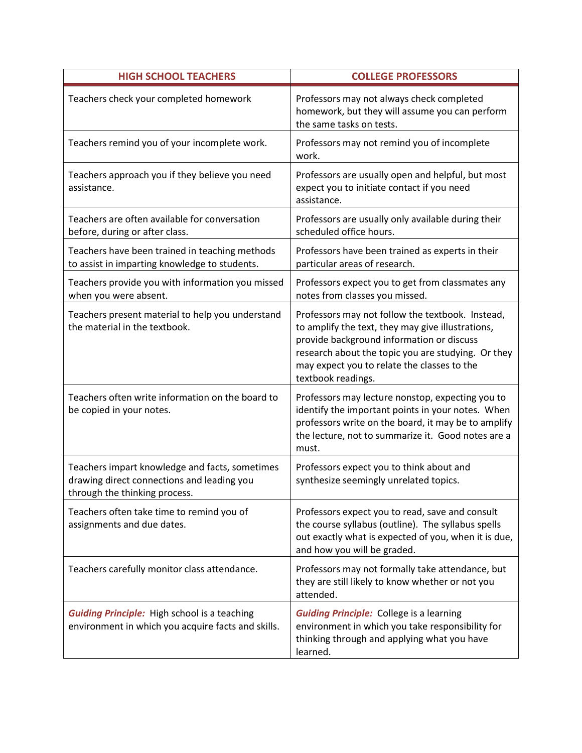| HIGH SCHOOL TEACHERS | COLLEGE PROFESSORS |
| --- | --- |
| Teachers check your completed homework | Professors may not always check completed homework, but they will assume you can perform the same tasks on tests. |
| Teachers remind you of your incomplete work. | Professors may not remind you of incomplete work. |
| Teachers approach you if they believe you need assistance. | Professors are usually open and helpful, but most expect you to initiate contact if you need assistance. |
| Teachers are often available for conversation before, during or after class. | Professors are usually only available during their scheduled office hours. |
| Teachers have been trained in teaching methods to assist in imparting knowledge to students. | Professors have been trained as experts in their particular areas of research. |
| Teachers provide you with information you missed when you were absent. | Professors expect you to get from classmates any notes from classes you missed. |
| Teachers present material to help you understand the material in the textbook. | Professors may not follow the textbook. Instead, to amplify the text, they may give illustrations, provide background information or discuss research about the topic you are studying. Or they may expect you to relate the classes to the textbook readings. |
| Teachers often write information on the board to be copied in your notes. | Professors may lecture nonstop, expecting you to identify the important points in your notes. When professors write on the board, it may be to amplify the lecture, not to summarize it. Good notes are a must. |
| Teachers impart knowledge and facts, sometimes drawing direct connections and leading you through the thinking process. | Professors expect you to think about and synthesize seemingly unrelated topics. |
| Teachers often take time to remind you of assignments and due dates. | Professors expect you to read, save and consult the course syllabus (outline). The syllabus spells out exactly what is expected of you, when it is due, and how you will be graded. |
| Teachers carefully monitor class attendance. | Professors may not formally take attendance, but they are still likely to know whether or not you attended. |
| ***Guiding Principle:*** High school is a teaching environment in which you acquire facts and skills. | ***Guiding Principle:*** College is a learning environment in which you take responsibility for thinking through and applying what you have learned. |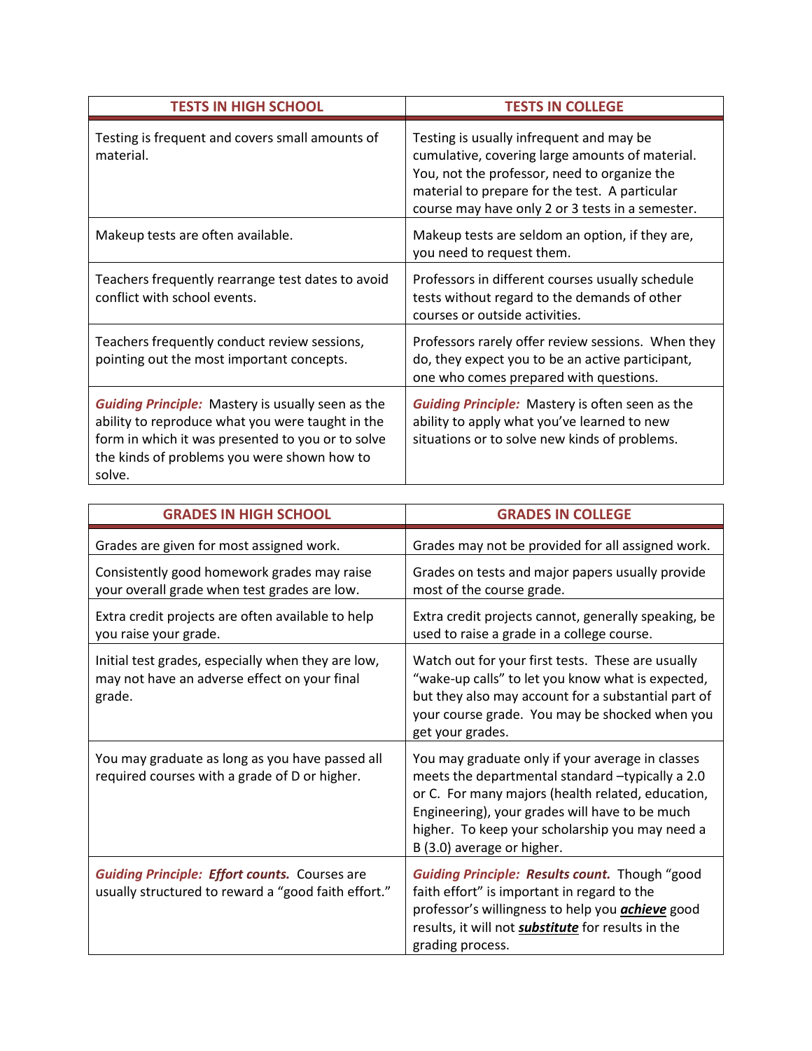| TESTS IN HIGH SCHOOL | TESTS IN COLLEGE |
| --- | --- |
| Testing is frequent and covers small amounts of material. | Testing is usually infrequent and may be cumulative, covering large amounts of material. You, not the professor, need to organize the material to prepare for the test. A particular course may have only 2 or 3 tests in a semester. |
| Makeup tests are often available. | Makeup tests are seldom an option, if they are, you need to request them. |
| Teachers frequently rearrange test dates to avoid conflict with school events. | Professors in different courses usually schedule tests without regard to the demands of other courses or outside activities. |
| Teachers frequently conduct review sessions, pointing out the most important concepts. | Professors rarely offer review sessions. When they do, they expect you to be an active participant, one who comes prepared with questions. |
| ***Guiding Principle:*** Mastery is usually seen as the ability to reproduce what you were taught in the form in which it was presented to you or to solve the kinds of problems you were shown how to solve. | ***Guiding Principle:*** Mastery is often seen as the ability to apply what you've learned to new situations or to solve new kinds of problems. |

| GRADES IN HIGH SCHOOL | GRADES IN COLLEGE |
| --- | --- |
| Grades are given for most assigned work. | Grades may not be provided for all assigned work. |
| Consistently good homework grades may raise your overall grade when test grades are low. | Grades on tests and major papers usually provide most of the course grade. |
| Extra credit projects are often available to help you raise your grade. | Extra credit projects cannot, generally speaking, be used to raise a grade in a college course. |
| Initial test grades, especially when they are low, may not have an adverse effect on your final grade. | Watch out for your first tests. These are usually "wake-up calls" to let you know what is expected, but they also may account for a substantial part of your course grade. You may be shocked when you get your grades. |
| You may graduate as long as you have passed all required courses with a grade of D or higher. | You may graduate only if your average in classes meets the departmental standard –typically a 2.0 or C. For many majors (health related, education, Engineering), your grades will have to be much higher. To keep your scholarship you may need a B (3.0) average or higher. |
| ***Guiding Principle: Effort counts.*** Courses are usually structured to reward a "good faith effort." | ***Guiding Principle: Results count.*** Though "good faith effort" is important in regard to the professor's willingness to help you ***achieve*** good results, it will not ***substitute*** for results in the grading process. |